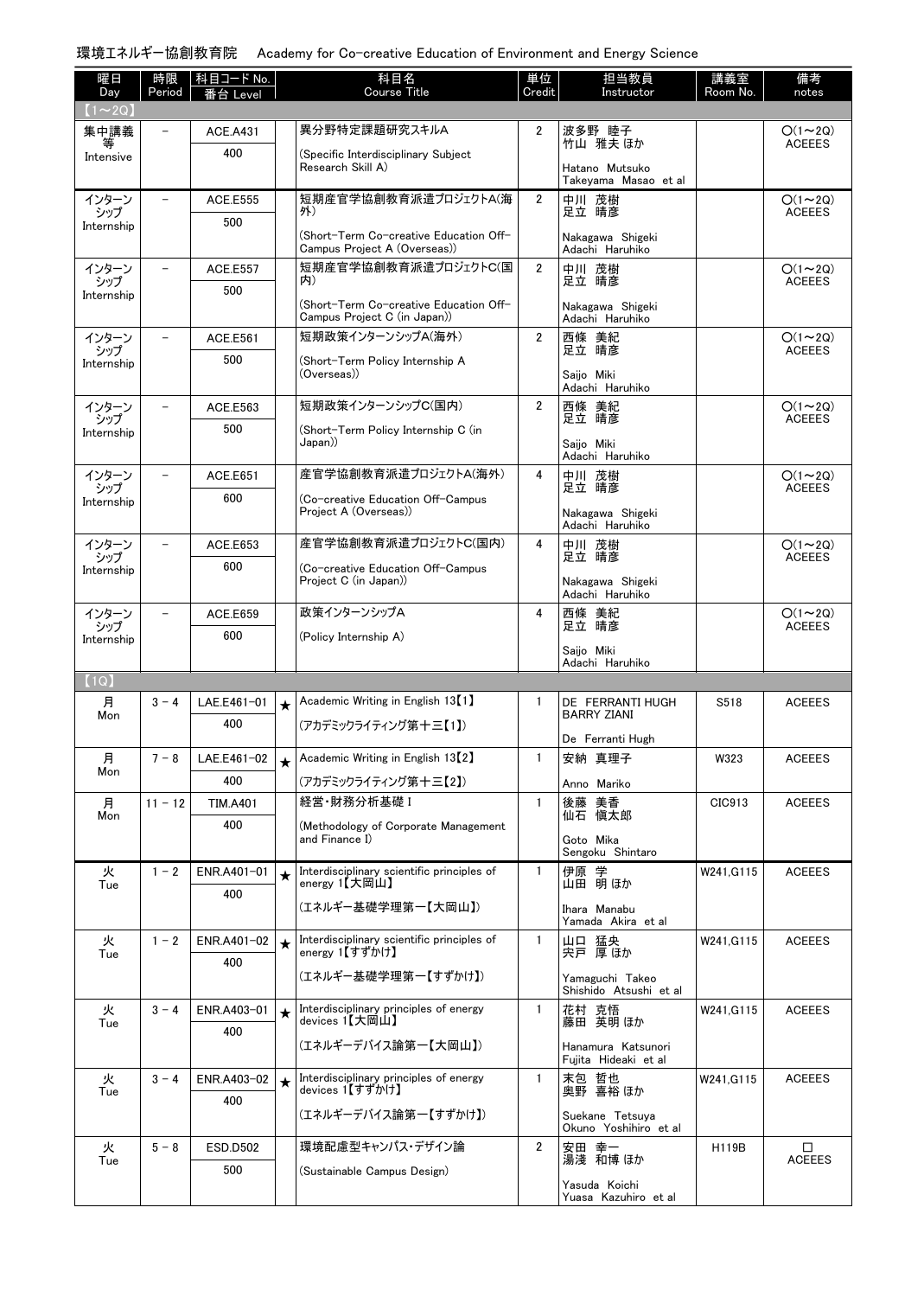環境エネルギー協創教育院　Academy for Co-creative Education of Environment and Energy Science

| 曜日 Day | 時限 Period | 科目コード No. 番台 Level | | 科目名 Course Title | 単位 Credit | 担当教員 Instructor | 講義室 Room No. | 備考 notes |
|---|---|---|---|---|---|---|---|---|
| 【1～2Q】 | | | | | | | | |
| 集中講義等 Intensive | － | ACE.A431 400 | | 異分野特定課題研究スキルA (Specific Interdisciplinary Subject Research Skill A) | 2 | 波多野 睦子 竹山 雅夫 ほか Hatano Mutsuko Takeyama Masao et al | | ○(1～2Q) ACEEES |
| インターンシップ Internship | － | ACE.E555 500 | | 短期産官学協創教育派遣プロジェクトA(海外) (Short-Term Co-creative Education Off-Campus Project A (Overseas)) | 2 | 中川 茂樹 足立 晴彦 Nakagawa Shigeki Adachi Haruhiko | | ○(1～2Q) ACEEES |
| インターンシップ Internship | － | ACE.E557 500 | | 短期産官学協創教育派遣プロジェクトC(国内) (Short-Term Co-creative Education Off-Campus Project C (in Japan)) | 2 | 中川 茂樹 足立 晴彦 Nakagawa Shigeki Adachi Haruhiko | | ○(1～2Q) ACEEES |
| インターンシップ Internship | － | ACE.E561 500 | | 短期政策インターンシップA(海外) (Short-Term Policy Internship A (Overseas)) | 2 | 西條 美紀 足立 晴彦 Saijo Miki Adachi Haruhiko | | ○(1～2Q) ACEEES |
| インターンシップ Internship | － | ACE.E563 500 | | 短期政策インターンシップC(国内) (Short-Term Policy Internship C (in Japan)) | 2 | 西條 美紀 足立 晴彦 Saijo Miki Adachi Haruhiko | | ○(1～2Q) ACEEES |
| インターンシップ Internship | － | ACE.E651 600 | | 産官学協創教育派遣プロジェクトA(海外) (Co-creative Education Off-Campus Project A (Overseas)) | 4 | 中川 茂樹 足立 晴彦 Nakagawa Shigeki Adachi Haruhiko | | ○(1～2Q) ACEEES |
| インターンシップ Internship | － | ACE.E653 600 | | 産官学協創教育派遣プロジェクトC(国内) (Co-creative Education Off-Campus Project C (in Japan)) | 4 | 中川 茂樹 足立 晴彦 Nakagawa Shigeki Adachi Haruhiko | | ○(1～2Q) ACEEES |
| インターンシップ Internship | － | ACE.E659 600 | | 政策インターンシップA (Policy Internship A) | 4 | 西條 美紀 足立 晴彦 Saijo Miki Adachi Haruhiko | | ○(1～2Q) ACEEES |
| 【1Q】 | | | | | | | | |
| 月 Mon | 3 － 4 | LAE.E461-01 400 | ★ | Academic Writing in English 13【1】 (アカデミックライティング第十三【1】) | 1 | DE FERRANTI HUGH BARRY ZIANI De Ferranti Hugh | S518 | ACEEES |
| 月 Mon | 7 － 8 | LAE.E461-02 400 | ★ | Academic Writing in English 13【2】 (アカデミックライティング第十三【2】) | 1 | 安納 真理子 Anno Mariko | W323 | ACEEES |
| 月 Mon | 11 － 12 | TIM.A401 400 | | 経営・財務分析基礎 I (Methodology of Corporate Management and Finance I) | 1 | 後藤 美香 仙石 慎太郎 Goto Mika Sengoku Shintaro | CIC913 | ACEEES |
| 火 Tue | 1 － 2 | ENR.A401-01 400 | ★ | Interdisciplinary scientific principles of energy 1【大岡山】 (エネルギー基礎学理第一【大岡山】) | 1 | 伊原 学 山田 明 ほか Ihara Manabu Yamada Akira et al | W241,G115 | ACEEES |
| 火 Tue | 1 － 2 | ENR.A401-02 400 | ★ | Interdisciplinary scientific principles of energy 1【すずかけ】 (エネルギー基礎学理第一【すずかけ】) | 1 | 山口 猛央 宍戸 厚 ほか Yamaguchi Takeo Shishido Atsushi et al | W241,G115 | ACEEES |
| 火 Tue | 3 － 4 | ENR.A403-01 400 | ★ | Interdisciplinary principles of energy devices 1【大岡山】 (エネルギーデバイス論第一【大岡山】) | 1 | 花村 克悟 藤田 英明 ほか Hanamura Katsunori Fujita Hideaki et al | W241,G115 | ACEEES |
| 火 Tue | 3 － 4 | ENR.A403-02 400 | ★ | Interdisciplinary principles of energy devices 1【すずかけ】 (エネルギーデバイス論第一【すずかけ】) | 1 | 末包 哲也 奥野 喜裕 ほか Suekane Tetsuya Okuno Yoshihiro et al | W241,G115 | ACEEES |
| 火 Tue | 5 － 8 | ESD.D502 500 | | 環境配慮型キャンパス・デザイン論 (Sustainable Campus Design) | 2 | 安田 幸一 湯淺 和博 ほか Yasuda Koichi Yuasa Kazuhiro et al | H119B | □ ACEEES |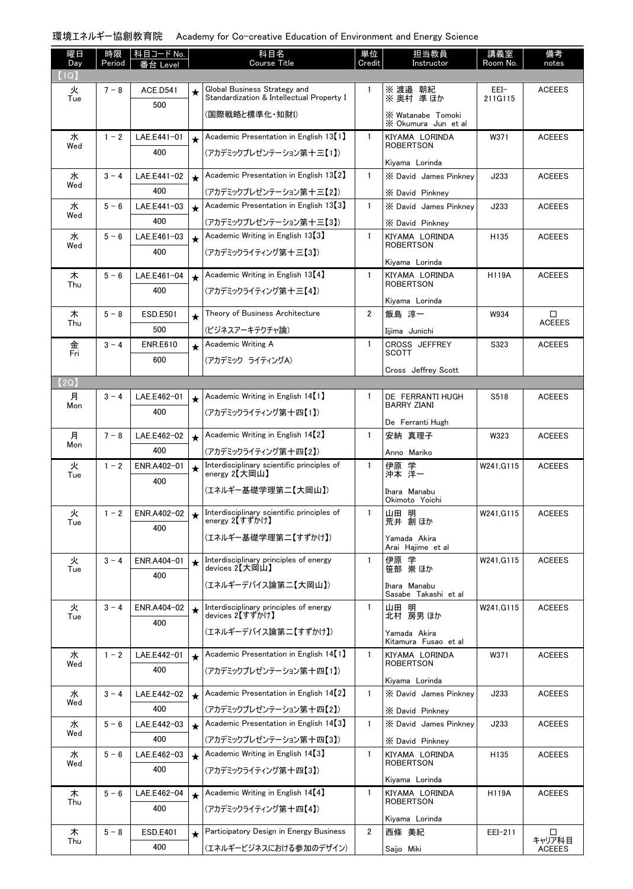環境エネルギー協創教育院　Academy for Co-creative Education of Environment and Energy Science

| 曜日 Day | 時限 Period | 科目コード No. 番台 Level | | 科目名 Course Title | 単位 Credit | 担当教員 Instructor | 講義室 Room No. | 備考 notes |
|---|---|---|---|---|---|---|---|---|
| 【1Q】 | | | | | | | | |
| 火 Tue | 7－8 | ACE.D541 500 | ★ | Global Business Strategy and Standardization & Intellectual Property I (国際戦略と標準化・知財I) | 1 | ※ 渡邊 朝紀 ※ 奥村 準 ほか ※ Watanabe Tomoki ※ Okumura Jun et al | EEI-211G115 | ACEEES |
| 水 Wed | 1－2 | LAE.E441-01 400 | ★ | Academic Presentation in English 13【1】 (アカデミックプレゼンテーション第十三【1】) | 1 | KIYAMA LORINDA ROBERTSON Kiyama Lorinda | W371 | ACEEES |
| 水 Wed | 3－4 | LAE.E441-02 400 | ★ | Academic Presentation in English 13【2】 (アカデミックプレゼンテーション第十三【2】) | 1 | ※ David James Pinkney ※ David Pinkney | J233 | ACEEES |
| 水 Wed | 5－6 | LAE.E441-03 400 | ★ | Academic Presentation in English 13【3】 (アカデミックプレゼンテーション第十三【3】) | 1 | ※ David James Pinkney ※ David Pinkney | J233 | ACEEES |
| 水 Wed | 5－6 | LAE.E461-03 400 | ★ | Academic Writing in English 13【3】 (アカデミックライティング第十三【3】) | 1 | KIYAMA LORINDA ROBERTSON Kiyama Lorinda | H135 | ACEEES |
| 木 Thu | 5－6 | LAE.E461-04 400 | ★ | Academic Writing in English 13【4】 (アカデミックライティング第十三【4】) | 1 | KIYAMA LORINDA ROBERTSON Kiyama Lorinda | H119A | ACEEES |
| 木 Thu | 5－8 | ESD.E501 500 | ★ | Theory of Business Architecture (ビジネスアーキテクチャ論) | 2 | 飯島 淳一 Iijima Junichi | W934 | □ ACEEES |
| 金 Fri | 3－4 | ENR.E610 600 | ★ | Academic Writing A (アカデミック ライティングA) | 1 | CROSS JEFFREY SCOTT Cross Jeffrey Scott | S323 | ACEEES |
| 【2Q】 | | | | | | | | |
| 月 Mon | 3－4 | LAE.E462-01 400 | ★ | Academic Writing in English 14【1】 (アカデミックライティング第十四【1】) | 1 | DE FERRANTI HUGH BARRY ZIANI De Ferranti Hugh | S518 | ACEEES |
| 月 Mon | 7－8 | LAE.E462-02 400 | ★ | Academic Writing in English 14【2】 (アカデミックライティング第十四【2】) | 1 | 安納 真理子 Anno Mariko | W323 | ACEEES |
| 火 Tue | 1－2 | ENR.A402-01 400 | ★ | Interdisciplinary scientific principles of energy 2【大岡山】 (エネルギー基礎学理第二【大岡山】) | 1 | 伊原 学 沖本 洋一 Ihara Manabu Okimoto Yoichi | W241,G115 | ACEEES |
| 火 Tue | 1－2 | ENR.A402-02 400 | ★ | Interdisciplinary scientific principles of energy 2【すずかけ】 (エネルギー基礎学理第二【すずかけ】) | 1 | 山田 明 荒井 創 ほか Yamada Akira Arai Hajime et al | W241,G115 | ACEEES |
| 火 Tue | 3－4 | ENR.A404-01 400 | ★ | Interdisciplinary principles of energy devices 2【大岡山】 (エネルギーデバイス論第二【大岡山】) | 1 | 伊原 学 笹部 崇 ほか Ihara Manabu Sasabe Takashi et al | W241,G115 | ACEEES |
| 火 Tue | 3－4 | ENR.A404-02 400 | ★ | Interdisciplinary principles of energy devices 2【すずかけ】 (エネルギーデバイス論第二【すずかけ】) | 1 | 山田 明 北村 房男 ほか Yamada Akira Kitamura Fusao et al | W241,G115 | ACEEES |
| 水 Wed | 1－2 | LAE.E442-01 400 | ★ | Academic Presentation in English 14【1】 (アカデミックプレゼンテーション第十四【1】) | 1 | KIYAMA LORINDA ROBERTSON Kiyama Lorinda | W371 | ACEEES |
| 水 Wed | 3－4 | LAE.E442-02 400 | ★ | Academic Presentation in English 14【2】 (アカデミックプレゼンテーション第十四【2】) | 1 | ※ David James Pinkney ※ David Pinkney | J233 | ACEEES |
| 水 Wed | 5－6 | LAE.E442-03 400 | ★ | Academic Presentation in English 14【3】 (アカデミックプレゼンテーション第十四【3】) | 1 | ※ David James Pinkney ※ David Pinkney | J233 | ACEEES |
| 水 Wed | 5－6 | LAE.E462-03 400 | ★ | Academic Writing in English 14【3】 (アカデミックライティング第十四【3】) | 1 | KIYAMA LORINDA ROBERTSON Kiyama Lorinda | H135 | ACEEES |
| 木 Thu | 5－6 | LAE.E462-04 400 | ★ | Academic Writing in English 14【4】 (アカデミックライティング第十四【4】) | 1 | KIYAMA LORINDA ROBERTSON Kiyama Lorinda | H119A | ACEEES |
| 木 Thu | 5－8 | ESD.E401 400 | ★ | Participatory Design in Energy Business (エネルギービジネスにおける参加のデザイン) | 2 | 西條 美紀 Saijo Miki | EEI-211 | □ キャリア科目 ACEEES |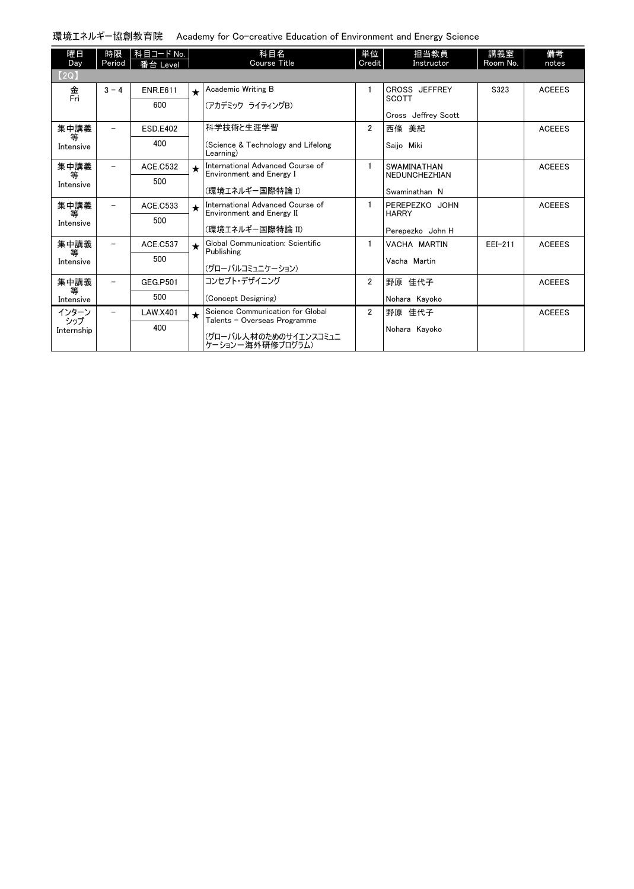環境エネルギー協創教育院　Academy for Co-creative Education of Environment and Energy Science

| 曜日 Day | 時限 Period | 科目コード No. 番台 Level | | 科目名 Course Title | 単位 Credit | 担当教員 Instructor | 講義室 Room No. | 備考 notes |
|---|---|---|---|---|---|---|---|---|
| 【2Q】 | | | | | | | | |
| 金 Fri | 3 − 4 | ENR.E611<br>600 | ★ | Academic Writing B<br>(アカデミック ライティングB) | 1 | CROSS JEFFREY SCOTT<br>Cross Jeffrey Scott | S323 | ACEEES |
| 集中講義等 Intensive | − | ESD.E402<br>400 | | 科学技術と生涯学習<br>(Science & Technology and Lifelong Learning) | 2 | 西條 美紀<br>Saijo Miki | | ACEEES |
| 集中講義等 Intensive | − | ACE.C532<br>500 | ★ | International Advanced Course of Environment and Energy I<br>(環境エネルギー国際特論 I) | 1 | SWAMINATHAN NEDUNCHEZHIAN<br>Swaminathan N | | ACEEES |
| 集中講義等 Intensive | − | ACE.C533<br>500 | ★ | International Advanced Course of Environment and Energy II<br>(環境エネルギー国際特論 II) | 1 | PEREPEZKO JOHN HARRY<br>Perepezko John H | | ACEEES |
| 集中講義等 Intensive | − | ACE.C537<br>500 | ★ | Global Communication: Scientific Publishing<br>(グローバルコミュニケーション) | 1 | VACHA MARTIN<br>Vacha Martin | EEI-211 | ACEEES |
| 集中講義等 Intensive | − | GEG.P501<br>500 | | コンセプト・デザイニング<br>(Concept Designing) | 2 | 野原 佳代子<br>Nohara Kayoko | | ACEEES |
| インターンシップ Internship | − | LAW.X401<br>400 | ★ | Science Communication for Global Talents − Overseas Programme<br>(グローバル人材のためのサイエンスコミュニケーション－海外研修プログラム) | 2 | 野原 佳代子<br>Nohara Kayoko | | ACEEES |